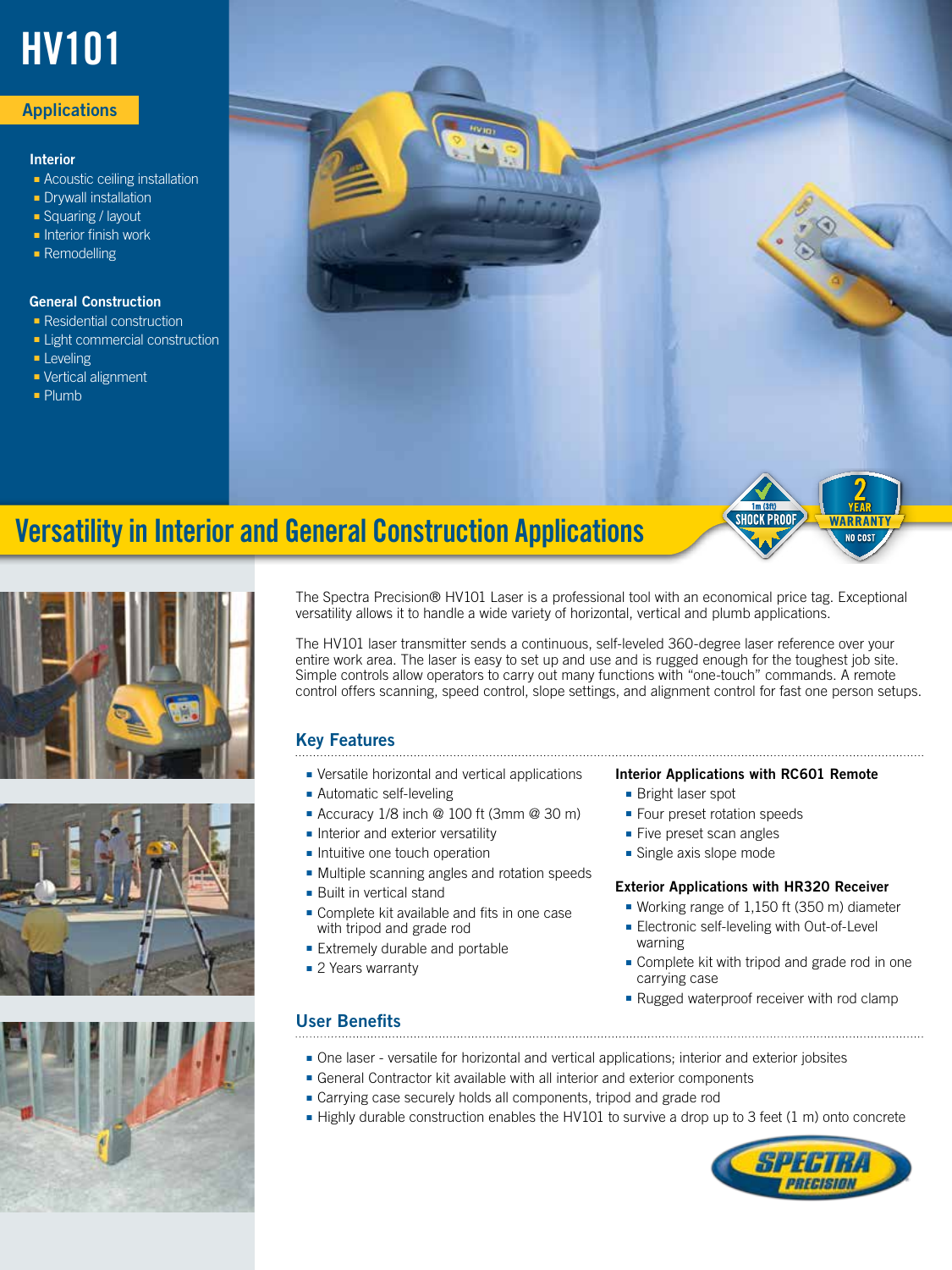# HV101

## Applications

### Interior
- Acoustic ceiling installation
- Drywall installation
- Squaring / layout
- Interior finish work
- Remodelling

### General Construction
- Residential construction
- Light commercial construction
- Leveling
- Vertical alignment
- Plumb

## Versatility in Interior and General Construction Applications

1m (3ft) SHOCK PROOF

2 YEAR WARRANTY NO COST

The Spectra Precision® HV101 Laser is a professional tool with an economical price tag. Exceptional versatility allows it to handle a wide variety of horizontal, vertical and plumb applications.

The HV101 laser transmitter sends a continuous, self-leveled 360-degree laser reference over your entire work area. The laser is easy to set up and use and is rugged enough for the toughest job site. Simple controls allow operators to carry out many functions with "one-touch" commands. A remote control offers scanning, speed control, slope settings, and alignment control for fast one person setups.

### Key Features

- Versatile horizontal and vertical applications
- Automatic self-leveling
- Accuracy 1/8 inch @ 100 ft (3mm @ 30 m)
- Interior and exterior versatility
- Intuitive one touch operation
- Multiple scanning angles and rotation speeds
- Built in vertical stand
- Complete kit available and fits in one case with tripod and grade rod
- Extremely durable and portable
- 2 Years warranty

**Interior Applications with RC601 Remote**
- Bright laser spot
- Four preset rotation speeds
- Five preset scan angles
- Single axis slope mode

**Exterior Applications with HR320 Receiver**
- Working range of 1,150 ft (350 m) diameter
- Electronic self-leveling with Out-of-Level warning
- Complete kit with tripod and grade rod in one carrying case
- Rugged waterproof receiver with rod clamp

### User Benefits

- One laser - versatile for horizontal and vertical applications; interior and exterior jobsites
- General Contractor kit available with all interior and exterior components
- Carrying case securely holds all components, tripod and grade rod
- Highly durable construction enables the HV101 to survive a drop up to 3 feet (1 m) onto concrete

SPECTRA PRECISION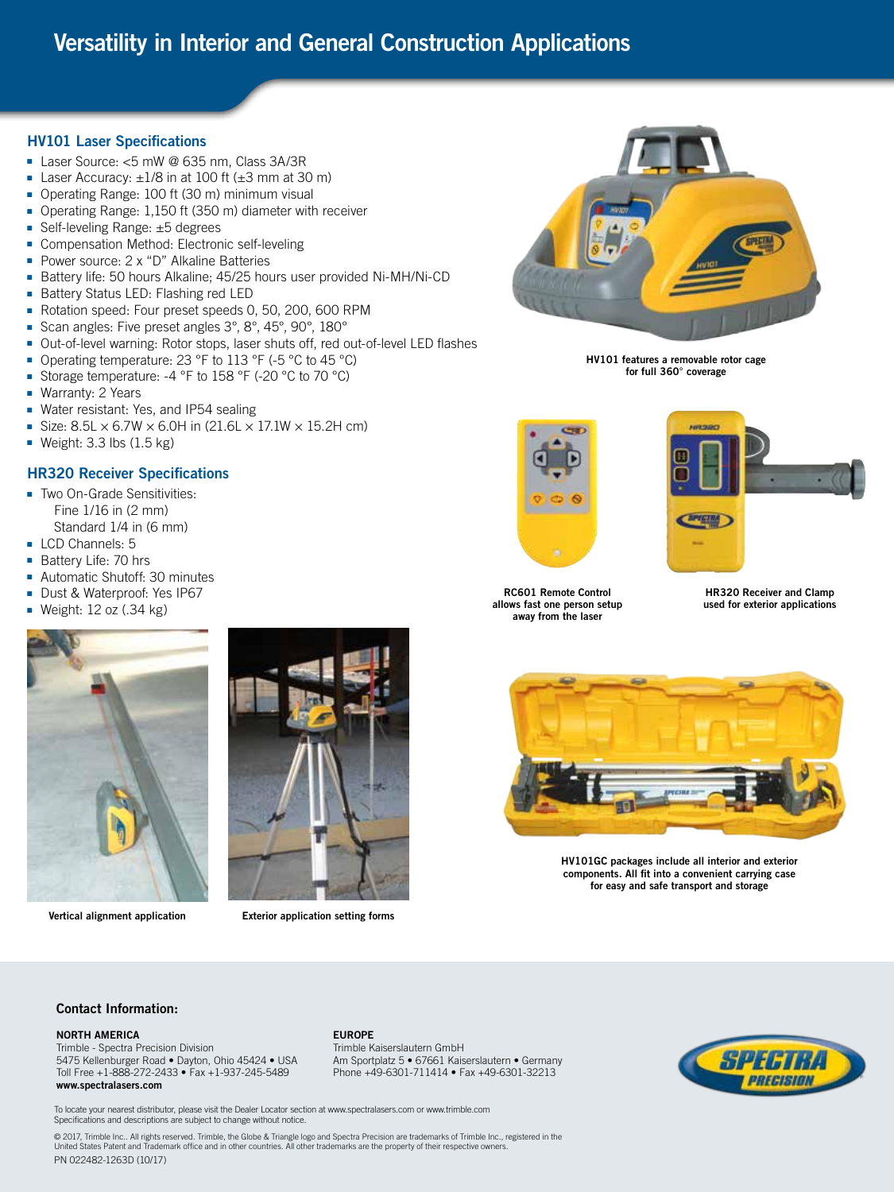# Versatility in Interior and General Construction Applications

## HV101 Laser Specifications

- Laser Source: <5 mW @ 635 nm, Class 3A/3R
- Laser Accuracy: ±1/8 in at 100 ft (±3 mm at 30 m)
- Operating Range: 100 ft (30 m) minimum visual
- Operating Range: 1,150 ft (350 m) diameter with receiver
- Self-leveling Range: ±5 degrees
- Compensation Method: Electronic self-leveling
- Power source: 2 x "D" Alkaline Batteries
- Battery life: 50 hours Alkaline; 45/25 hours user provided Ni-MH/Ni-CD
- Battery Status LED: Flashing red LED
- Rotation speed: Four preset speeds 0, 50, 200, 600 RPM
- Scan angles: Five preset angles 3°, 8°, 45°, 90°, 180°
- Out-of-level warning: Rotor stops, laser shuts off, red out-of-level LED flashes
- Operating temperature: 23 °F to 113 °F (-5 °C to 45 °C)
- Storage temperature: -4 °F to 158 °F (-20 °C to 70 °C)
- Warranty: 2 Years
- Water resistant: Yes, and IP54 sealing
- Size: 8.5L × 6.7W × 6.0H in (21.6L × 17.1W × 15.2H cm)
- Weight: 3.3 lbs (1.5 kg)

## HR320 Receiver Specifications

- Two On-Grade Sensitivities:
  Fine 1/16 in (2 mm)
  Standard 1/4 in (6 mm)
- LCD Channels: 5
- Battery Life: 70 hrs
- Automatic Shutoff: 30 minutes
- Dust & Waterproof: Yes IP67
- Weight: 12 oz (.34 kg)

**HV101 features a removable rotor cage for full 360° coverage**

**RC601 Remote Control allows fast one person setup away from the laser**

**HR320 Receiver and Clamp used for exterior applications**

**Vertical alignment application**

**Exterior application setting forms**

**HV101GC packages include all interior and exterior components. All fit into a convenient carrying case for easy and safe transport and storage**

### Contact Information:

**NORTH AMERICA**
Trimble - Spectra Precision Division
5475 Kellenburger Road • Dayton, Ohio 45424 • USA
Toll Free +1-888-272-2433 • Fax +1-937-245-5489
**www.spectralasers.com**

**EUROPE**
Trimble Kaiserslautern GmbH
Am Sportplatz 5 • 67661 Kaiserslautern • Germany
Phone +49-6301-711414 • Fax +49-6301-32213

To locate your nearest distributor, please visit the Dealer Locator section at www.spectralasers.com or www.trimble.com
Specifications and descriptions are subject to change without notice.

© 2017, Trimble Inc.. All rights reserved. Trimble, the Globe & Triangle logo and Spectra Precision are trademarks of Trimble Inc., registered in the United States Patent and Trademark office and in other countries. All other trademarks are the property of their respective owners.
PN 022482-1263D (10/17)